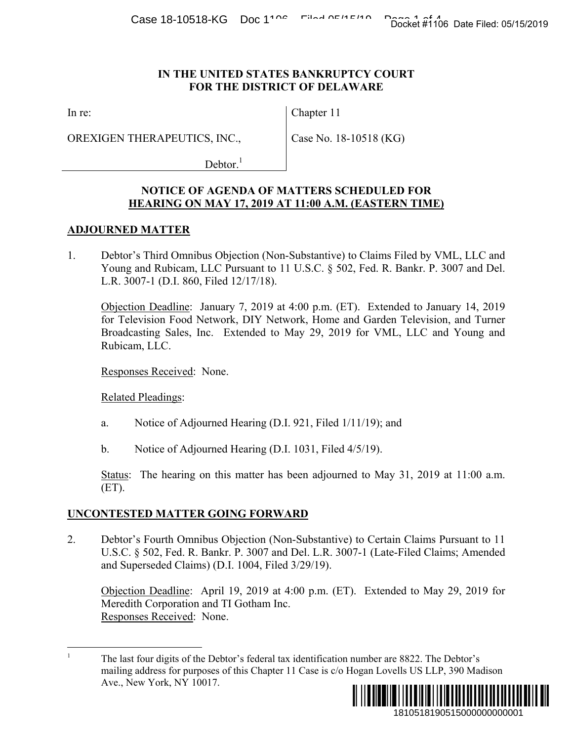**IN THE UNITED STATES BANKRUPTCY COURT**
**FOR THE DISTRICT OF DELAWARE**

| In re: | Chapter 11 |
| --- | --- |
| OREXIGEN THERAPEUTICS, INC., | Case No. 18-10518 (KG) |
| Debtor.[1] | |

**NOTICE OF AGENDA OF MATTERS SCHEDULED FOR HEARING ON MAY 17, 2019 AT 11:00 A.M. (EASTERN TIME)**

## ADJOURNED MATTER

1. Debtor's Third Omnibus Objection (Non-Substantive) to Claims Filed by VML, LLC and Young and Rubicam, LLC Pursuant to 11 U.S.C. § 502, Fed. R. Bankr. P. 3007 and Del. L.R. 3007-1 (D.I. 860, Filed 12/17/18).

   Objection Deadline: January 7, 2019 at 4:00 p.m. (ET). Extended to January 14, 2019 for Television Food Network, DIY Network, Home and Garden Television, and Turner Broadcasting Sales, Inc. Extended to May 29, 2019 for VML, LLC and Young and Rubicam, LLC.

   Responses Received: None.

   Related Pleadings:

   a. Notice of Adjourned Hearing (D.I. 921, Filed 1/11/19); and

   b. Notice of Adjourned Hearing (D.I. 1031, Filed 4/5/19).

   Status: The hearing on this matter has been adjourned to May 31, 2019 at 11:00 a.m. (ET).

## UNCONTESTED MATTER GOING FORWARD

2. Debtor's Fourth Omnibus Objection (Non-Substantive) to Certain Claims Pursuant to 11 U.S.C. § 502, Fed. R. Bankr. P. 3007 and Del. L.R. 3007-1 (Late-Filed Claims; Amended and Superseded Claims) (D.I. 1004, Filed 3/29/19).

   Objection Deadline: April 19, 2019 at 4:00 p.m. (ET). Extended to May 29, 2019 for Meredith Corporation and TI Gotham Inc.
   Responses Received: None.

---

[1] The last four digits of the Debtor's federal tax identification number are 8822. The Debtor's mailing address for purposes of this Chapter 11 Case is c/o Hogan Lovells US LLP, 390 Madison Ave., New York, NY 10017.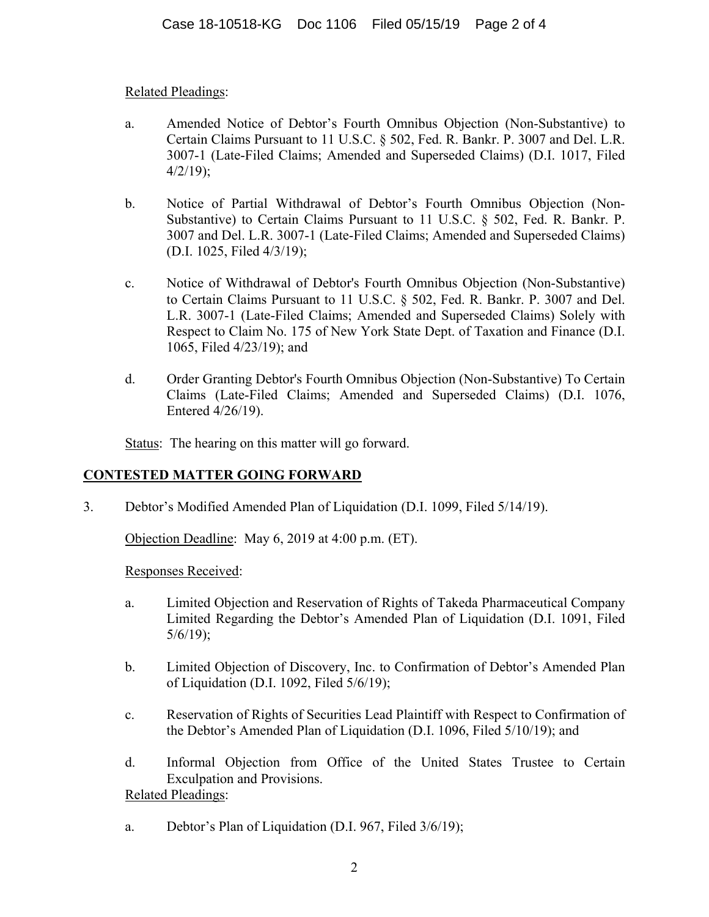Related Pleadings:

a. Amended Notice of Debtor's Fourth Omnibus Objection (Non-Substantive) to Certain Claims Pursuant to 11 U.S.C. § 502, Fed. R. Bankr. P. 3007 and Del. L.R. 3007-1 (Late-Filed Claims; Amended and Superseded Claims) (D.I. 1017, Filed 4/2/19);

b. Notice of Partial Withdrawal of Debtor's Fourth Omnibus Objection (Non-Substantive) to Certain Claims Pursuant to 11 U.S.C. § 502, Fed. R. Bankr. P. 3007 and Del. L.R. 3007-1 (Late-Filed Claims; Amended and Superseded Claims) (D.I. 1025, Filed 4/3/19);

c. Notice of Withdrawal of Debtor's Fourth Omnibus Objection (Non-Substantive) to Certain Claims Pursuant to 11 U.S.C. § 502, Fed. R. Bankr. P. 3007 and Del. L.R. 3007-1 (Late-Filed Claims; Amended and Superseded Claims) Solely with Respect to Claim No. 175 of New York State Dept. of Taxation and Finance (D.I. 1065, Filed 4/23/19); and

d. Order Granting Debtor's Fourth Omnibus Objection (Non-Substantive) To Certain Claims (Late-Filed Claims; Amended and Superseded Claims) (D.I. 1076, Entered 4/26/19).

Status: The hearing on this matter will go forward.

**CONTESTED MATTER GOING FORWARD**

3. Debtor's Modified Amended Plan of Liquidation (D.I. 1099, Filed 5/14/19).

Objection Deadline: May 6, 2019 at 4:00 p.m. (ET).

Responses Received:

a. Limited Objection and Reservation of Rights of Takeda Pharmaceutical Company Limited Regarding the Debtor's Amended Plan of Liquidation (D.I. 1091, Filed 5/6/19);

b. Limited Objection of Discovery, Inc. to Confirmation of Debtor's Amended Plan of Liquidation (D.I. 1092, Filed 5/6/19);

c. Reservation of Rights of Securities Lead Plaintiff with Respect to Confirmation of the Debtor's Amended Plan of Liquidation (D.I. 1096, Filed 5/10/19); and

d. Informal Objection from Office of the United States Trustee to Certain Exculpation and Provisions.

Related Pleadings:

a. Debtor's Plan of Liquidation (D.I. 967, Filed 3/6/19);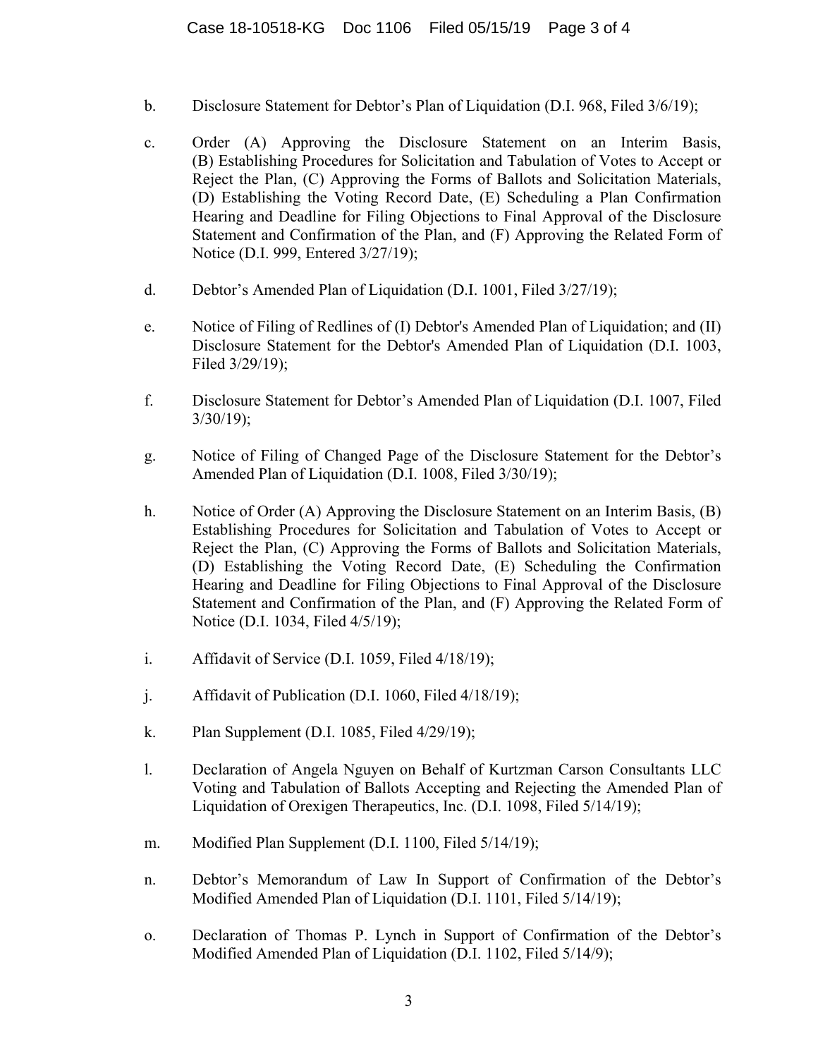b. Disclosure Statement for Debtor's Plan of Liquidation (D.I. 968, Filed 3/6/19);

c. Order (A) Approving the Disclosure Statement on an Interim Basis, (B) Establishing Procedures for Solicitation and Tabulation of Votes to Accept or Reject the Plan, (C) Approving the Forms of Ballots and Solicitation Materials, (D) Establishing the Voting Record Date, (E) Scheduling a Plan Confirmation Hearing and Deadline for Filing Objections to Final Approval of the Disclosure Statement and Confirmation of the Plan, and (F) Approving the Related Form of Notice (D.I. 999, Entered 3/27/19);

d. Debtor's Amended Plan of Liquidation (D.I. 1001, Filed 3/27/19);

e. Notice of Filing of Redlines of (I) Debtor's Amended Plan of Liquidation; and (II) Disclosure Statement for the Debtor's Amended Plan of Liquidation (D.I. 1003, Filed 3/29/19);

f. Disclosure Statement for Debtor's Amended Plan of Liquidation (D.I. 1007, Filed 3/30/19);

g. Notice of Filing of Changed Page of the Disclosure Statement for the Debtor's Amended Plan of Liquidation (D.I. 1008, Filed 3/30/19);

h. Notice of Order (A) Approving the Disclosure Statement on an Interim Basis, (B) Establishing Procedures for Solicitation and Tabulation of Votes to Accept or Reject the Plan, (C) Approving the Forms of Ballots and Solicitation Materials, (D) Establishing the Voting Record Date, (E) Scheduling the Confirmation Hearing and Deadline for Filing Objections to Final Approval of the Disclosure Statement and Confirmation of the Plan, and (F) Approving the Related Form of Notice (D.I. 1034, Filed 4/5/19);

i. Affidavit of Service (D.I. 1059, Filed 4/18/19);

j. Affidavit of Publication (D.I. 1060, Filed 4/18/19);

k. Plan Supplement (D.I. 1085, Filed 4/29/19);

l. Declaration of Angela Nguyen on Behalf of Kurtzman Carson Consultants LLC Voting and Tabulation of Ballots Accepting and Rejecting the Amended Plan of Liquidation of Orexigen Therapeutics, Inc. (D.I. 1098, Filed 5/14/19);

m. Modified Plan Supplement (D.I. 1100, Filed 5/14/19);

n. Debtor's Memorandum of Law In Support of Confirmation of the Debtor's Modified Amended Plan of Liquidation (D.I. 1101, Filed 5/14/19);

o. Declaration of Thomas P. Lynch in Support of Confirmation of the Debtor's Modified Amended Plan of Liquidation (D.I. 1102, Filed 5/14/9);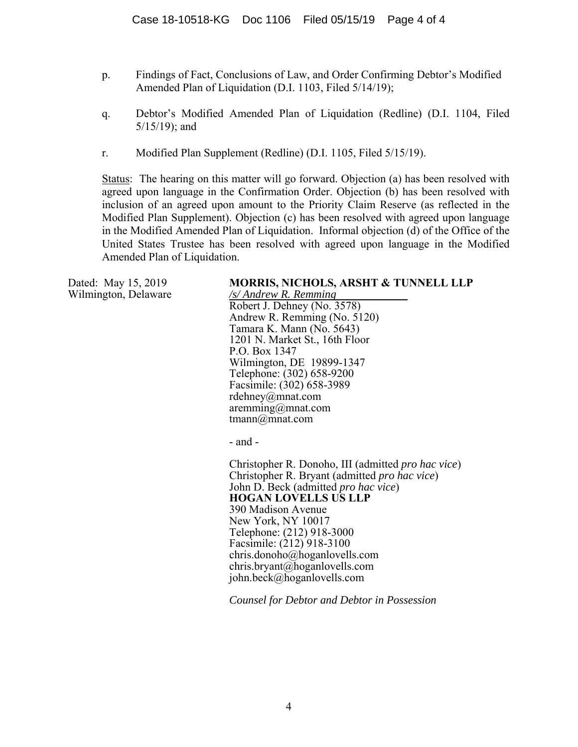p. Findings of Fact, Conclusions of Law, and Order Confirming Debtor's Modified Amended Plan of Liquidation (D.I. 1103, Filed 5/14/19);

q. Debtor's Modified Amended Plan of Liquidation (Redline) (D.I. 1104, Filed 5/15/19); and

r. Modified Plan Supplement (Redline) (D.I. 1105, Filed 5/15/19).

Status: The hearing on this matter will go forward. Objection (a) has been resolved with agreed upon language in the Confirmation Order. Objection (b) has been resolved with inclusion of an agreed upon amount to the Priority Claim Reserve (as reflected in the Modified Plan Supplement). Objection (c) has been resolved with agreed upon language in the Modified Amended Plan of Liquidation. Informal objection (d) of the Office of the United States Trustee has been resolved with agreed upon language in the Modified Amended Plan of Liquidation.

Dated: May 15, 2019
Wilmington, Delaware

**MORRIS, NICHOLS, ARSHT & TUNNELL LLP**

*/s/ Andrew R. Remming*
Robert J. Dehney (No. 3578)
Andrew R. Remming (No. 5120)
Tamara K. Mann (No. 5643)
1201 N. Market St., 16th Floor
P.O. Box 1347
Wilmington, DE 19899-1347
Telephone: (302) 658-9200
Facsimile: (302) 658-3989
rdehney@mnat.com
aremming@mnat.com
tmann@mnat.com

\- and -

Christopher R. Donoho, III (admitted *pro hac vice*)
Christopher R. Bryant (admitted *pro hac vice*)
John D. Beck (admitted *pro hac vice*)
**HOGAN LOVELLS US LLP**
390 Madison Avenue
New York, NY 10017
Telephone: (212) 918-3000
Facsimile: (212) 918-3100
chris.donoho@hoganlovells.com
chris.bryant@hoganlovells.com
john.beck@hoganlovells.com

*Counsel for Debtor and Debtor in Possession*